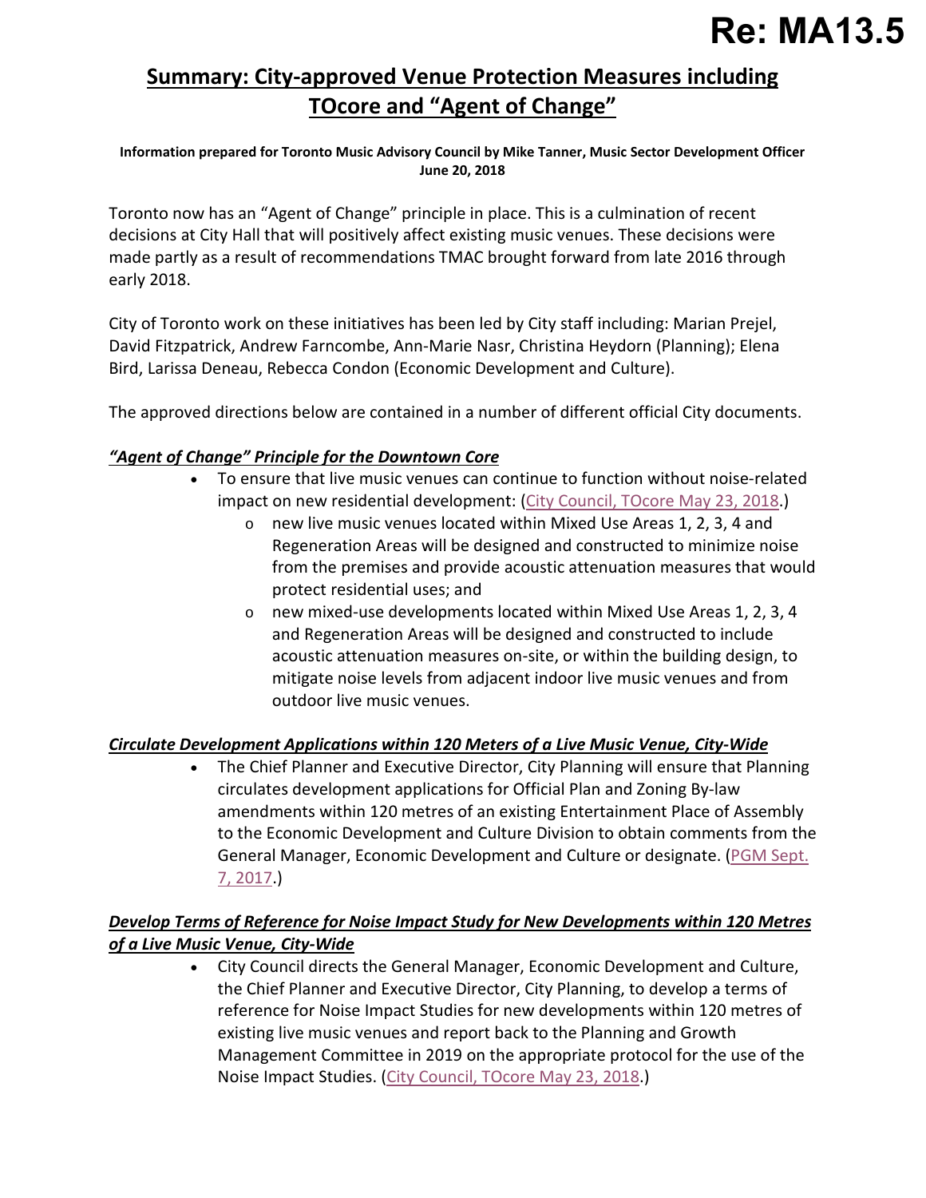# Re: MA13.5

## Summary: City-approved Venue Protection Measures including TOcore and "Agent of Change"

**Information prepared for Toronto Music Advisory Council by Mike Tanner, Music Sector Development Officer June 20, 2018**

Toronto now has an "Agent of Change" principle in place. This is a culmination of recent decisions at City Hall that will positively affect existing music venues. These decisions were made partly as a result of recommendations TMAC brought forward from late 2016 through early 2018.

City of Toronto work on these initiatives has been led by City staff including: Marian Prejel, David Fitzpatrick, Andrew Farncombe, Ann-Marie Nasr, Christina Heydorn (Planning); Elena Bird, Larissa Deneau, Rebecca Condon (Economic Development and Culture).

The approved directions below are contained in a number of different official City documents.

### *"Agent of Change" Principle for the Downtown Core*

- To ensure that live music venues can continue to function without noise-related impact on new residential development: (City Council, TOcore May 23, 2018.)
  - new live music venues located within Mixed Use Areas 1, 2, 3, 4 and Regeneration Areas will be designed and constructed to minimize noise from the premises and provide acoustic attenuation measures that would protect residential uses; and
  - new mixed-use developments located within Mixed Use Areas 1, 2, 3, 4 and Regeneration Areas will be designed and constructed to include acoustic attenuation measures on-site, or within the building design, to mitigate noise levels from adjacent indoor live music venues and from outdoor live music venues.

### *Circulate Development Applications within 120 Meters of a Live Music Venue, City-Wide*

- The Chief Planner and Executive Director, City Planning will ensure that Planning circulates development applications for Official Plan and Zoning By-law amendments within 120 metres of an existing Entertainment Place of Assembly to the Economic Development and Culture Division to obtain comments from the General Manager, Economic Development and Culture or designate. (PGM Sept. 7, 2017.)

### *Develop Terms of Reference for Noise Impact Study for New Developments within 120 Metres of a Live Music Venue, City-Wide*

- City Council directs the General Manager, Economic Development and Culture, the Chief Planner and Executive Director, City Planning, to develop a terms of reference for Noise Impact Studies for new developments within 120 metres of existing live music venues and report back to the Planning and Growth Management Committee in 2019 on the appropriate protocol for the use of the Noise Impact Studies. (City Council, TOcore May 23, 2018.)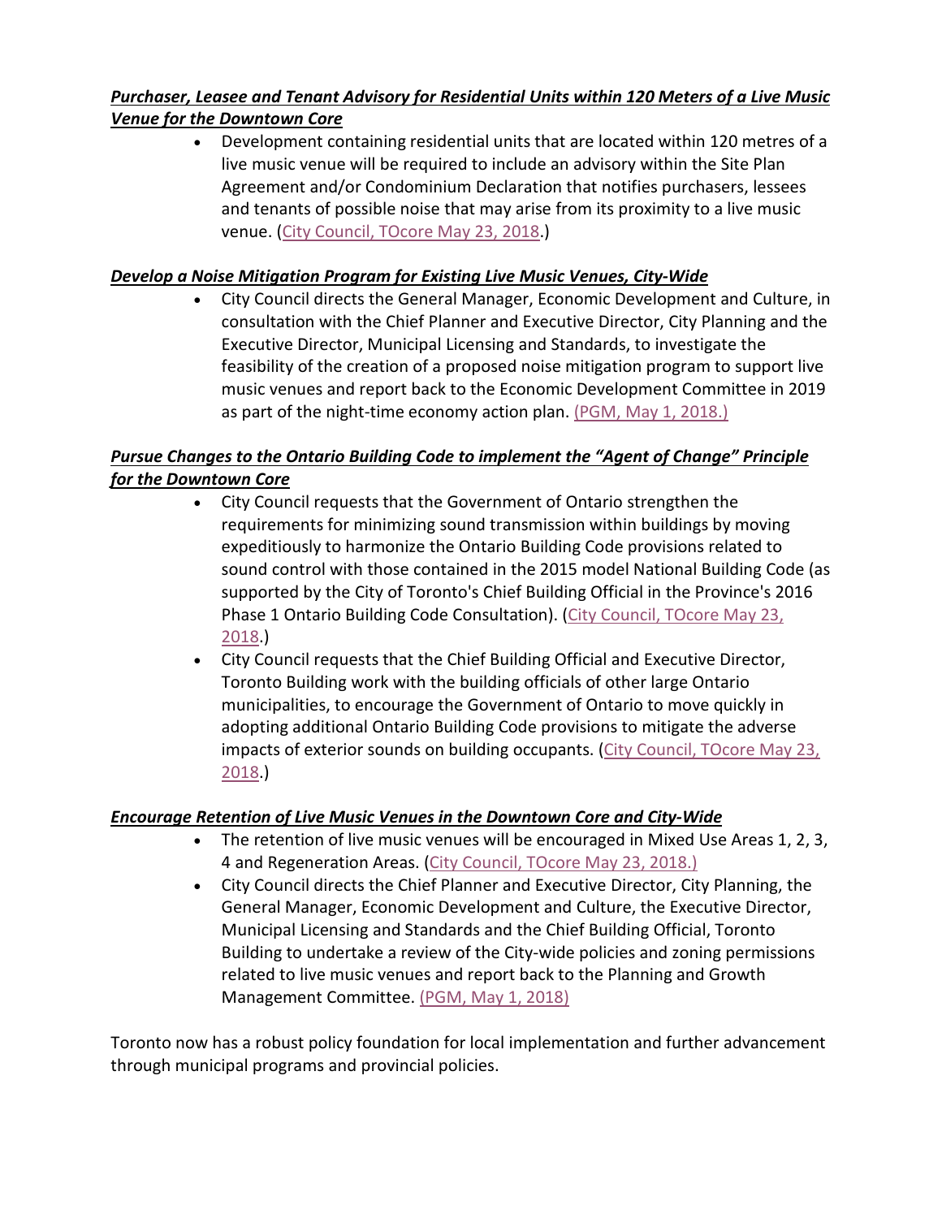***Purchaser, Leasee and Tenant Advisory for Residential Units within 120 Meters of a Live Music Venue for the Downtown Core***

- Development containing residential units that are located within 120 metres of a live music venue will be required to include an advisory within the Site Plan Agreement and/or Condominium Declaration that notifies purchasers, lessees and tenants of possible noise that may arise from its proximity to a live music venue. (City Council, TOcore May 23, 2018.)

***Develop a Noise Mitigation Program for Existing Live Music Venues, City-Wide***

- City Council directs the General Manager, Economic Development and Culture, in consultation with the Chief Planner and Executive Director, City Planning and the Executive Director, Municipal Licensing and Standards, to investigate the feasibility of the creation of a proposed noise mitigation program to support live music venues and report back to the Economic Development Committee in 2019 as part of the night-time economy action plan. (PGM, May 1, 2018.)

***Pursue Changes to the Ontario Building Code to implement the "Agent of Change" Principle for the Downtown Core***

- City Council requests that the Government of Ontario strengthen the requirements for minimizing sound transmission within buildings by moving expeditiously to harmonize the Ontario Building Code provisions related to sound control with those contained in the 2015 model National Building Code (as supported by the City of Toronto's Chief Building Official in the Province's 2016 Phase 1 Ontario Building Code Consultation). (City Council, TOcore May 23, 2018.)
- City Council requests that the Chief Building Official and Executive Director, Toronto Building work with the building officials of other large Ontario municipalities, to encourage the Government of Ontario to move quickly in adopting additional Ontario Building Code provisions to mitigate the adverse impacts of exterior sounds on building occupants. (City Council, TOcore May 23, 2018.)

***Encourage Retention of Live Music Venues in the Downtown Core and City-Wide***

- The retention of live music venues will be encouraged in Mixed Use Areas 1, 2, 3, 4 and Regeneration Areas. (City Council, TOcore May 23, 2018.)
- City Council directs the Chief Planner and Executive Director, City Planning, the General Manager, Economic Development and Culture, the Executive Director, Municipal Licensing and Standards and the Chief Building Official, Toronto Building to undertake a review of the City-wide policies and zoning permissions related to live music venues and report back to the Planning and Growth Management Committee. (PGM, May 1, 2018)

Toronto now has a robust policy foundation for local implementation and further advancement through municipal programs and provincial policies.